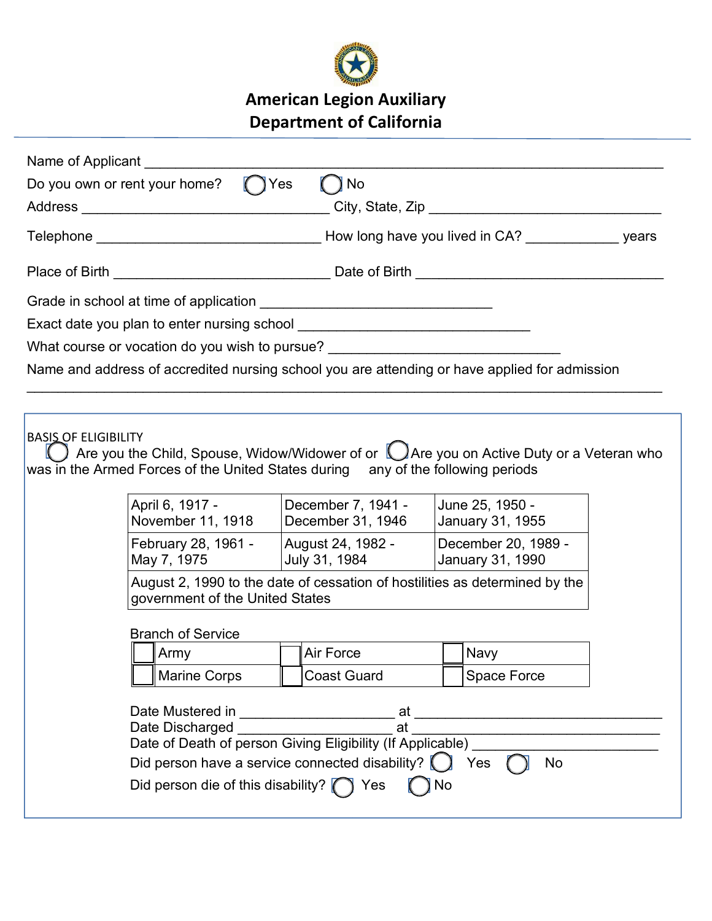# American Legion Auxiliary
## Department of California

Name of Applicant ___________________________________________________________________

Do you own or rent your home? ◯ Yes ◯ No

Address _______________________________ City, State, Zip _____________________________

Telephone ____________________________ How long have you lived in CA? ____________ years

Place of Birth ___________________________ Date of Birth _______________________________

Grade in school at time of application _____________________________

Exact date you plan to enter nursing school _____________________________

What course or vocation do you wish to pursue? _____________________________

Name and address of accredited nursing school you are attending or have applied for admission

_______________________________________________________________________________

BASIS OF ELIGIBILITY

◯ Are you the Child, Spouse, Widow/Widower of or ◯ Are you on Active Duty or a Veteran who was in the Armed Forces of the United States during any of the following periods

| | | |
|---|---|---|
| April 6, 1917 - November 11, 1918 | December 7, 1941 - December 31, 1946 | June 25, 1950 - January 31, 1955 |
| February 28, 1961 - May 7, 1975 | August 24, 1982 - July 31, 1984 | December 20, 1989 - January 31, 1990 |
| August 2, 1990 to the date of cessation of hostilities as determined by the government of the United States | | |

Branch of Service

| | | |
|---|---|---|
| ☐ Army | ☐ Air Force | ☐ Navy |
| ☐ Marine Corps | ☐ Coast Guard | ☐ Space Force |

Date Mustered in ___________________ at _________________________________

Date Discharged ___________________ at _________________________________

Date of Death of person Giving Eligibility (If Applicable) _______________________

Did person have a service connected disability? ◯ Yes ◯ No

Did person die of this disability? ◯ Yes ◯ No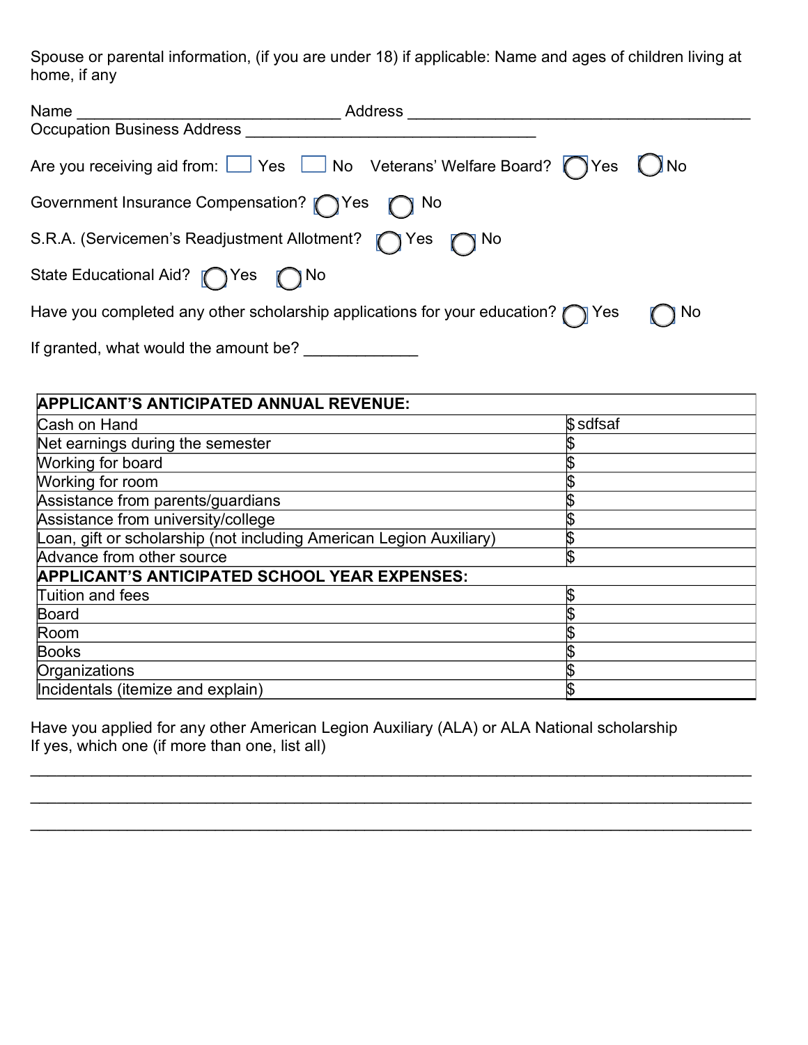Spouse or parental information, (if you are under 18) if applicable: Name and ages of children living at home, if any

Name ______________________________ Address ________________________________________
Occupation Business Address ________________________________

Are you receiving aid from: ☐ Yes ☐ No Veterans' Welfare Board? ◯ Yes ◯ No

Government Insurance Compensation? ◯ Yes ◯ No

S.R.A. (Servicemen's Readjustment Allotment? ◯ Yes ◯ No

State Educational Aid? ◯ Yes ◯ No

Have you completed any other scholarship applications for your education? ◯ Yes ◯ No

If granted, what would the amount be? _____________

| **APPLICANT'S ANTICIPATED ANNUAL REVENUE:** | |
|---|---|
| Cash on Hand | $ sdfsaf |
| Net earnings during the semester | $ |
| Working for board | $ |
| Working for room | $ |
| Assistance from parents/guardians | $ |
| Assistance from university/college | $ |
| Loan, gift or scholarship (not including American Legion Auxiliary) | $ |
| Advance from other source | $ |
| **APPLICANT'S ANTICIPATED SCHOOL YEAR EXPENSES:** | |
| Tuition and fees | $ |
| Board | $ |
| Room | $ |
| Books | $ |
| Organizations | $ |
| Incidentals (itemize and explain) | $ |

Have you applied for any other American Legion Auxiliary (ALA) or ALA National scholarship
If yes, which one (if more than one, list all)

________________________________________________________________________________

________________________________________________________________________________

________________________________________________________________________________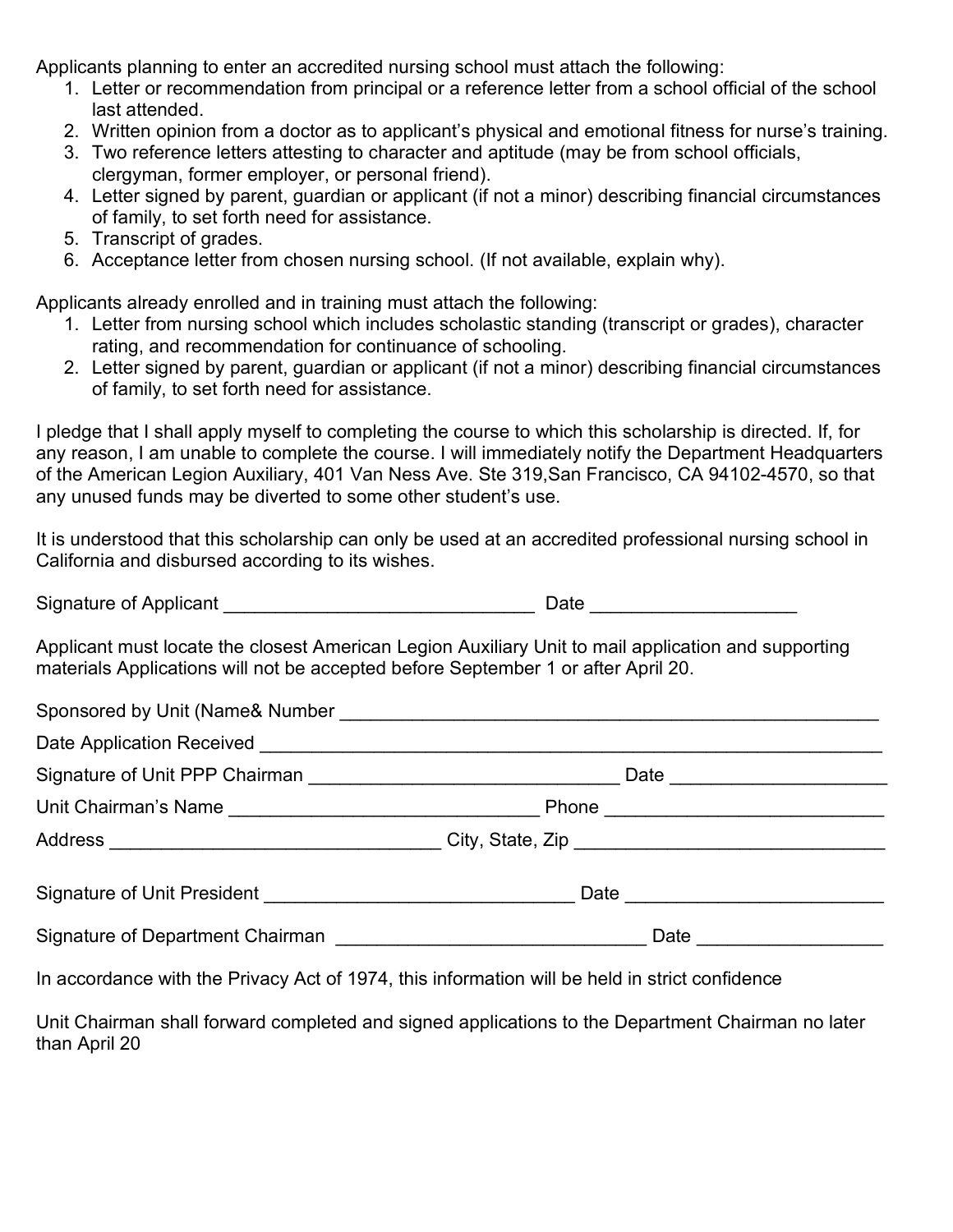Applicants planning to enter an accredited nursing school must attach the following:

1. Letter or recommendation from principal or a reference letter from a school official of the school last attended.
2. Written opinion from a doctor as to applicant's physical and emotional fitness for nurse's training.
3. Two reference letters attesting to character and aptitude (may be from school officials, clergyman, former employer, or personal friend).
4. Letter signed by parent, guardian or applicant (if not a minor) describing financial circumstances of family, to set forth need for assistance.
5. Transcript of grades.
6. Acceptance letter from chosen nursing school. (If not available, explain why).

Applicants already enrolled and in training must attach the following:

1. Letter from nursing school which includes scholastic standing (transcript or grades), character rating, and recommendation for continuance of schooling.
2. Letter signed by parent, guardian or applicant (if not a minor) describing financial circumstances of family, to set forth need for assistance.

I pledge that I shall apply myself to completing the course to which this scholarship is directed. If, for any reason, I am unable to complete the course. I will immediately notify the Department Headquarters of the American Legion Auxiliary, 401 Van Ness Ave. Ste 319,San Francisco, CA 94102-4570, so that any unused funds may be diverted to some other student's use.

It is understood that this scholarship can only be used at an accredited professional nursing school in California and disbursed according to its wishes.

Signature of Applicant ______________________________ Date ___________________

Applicant must locate the closest American Legion Auxiliary Unit to mail application and supporting materials Applications will not be accepted before September 1 or after April 20.

Sponsored by Unit (Name& Number ______________________________________________________

Date Application Received _____________________________________________________________

Signature of Unit PPP Chairman ______________________________ Date _____________________

Unit Chairman's Name ______________________________ Phone ___________________________

Address ________________________________ City, State, Zip _______________________________

Signature of Unit President ______________________________ Date _________________________

Signature of Department Chairman ______________________________ Date _________________

In accordance with the Privacy Act of 1974, this information will be held in strict confidence

Unit Chairman shall forward completed and signed applications to the Department Chairman no later than April 20